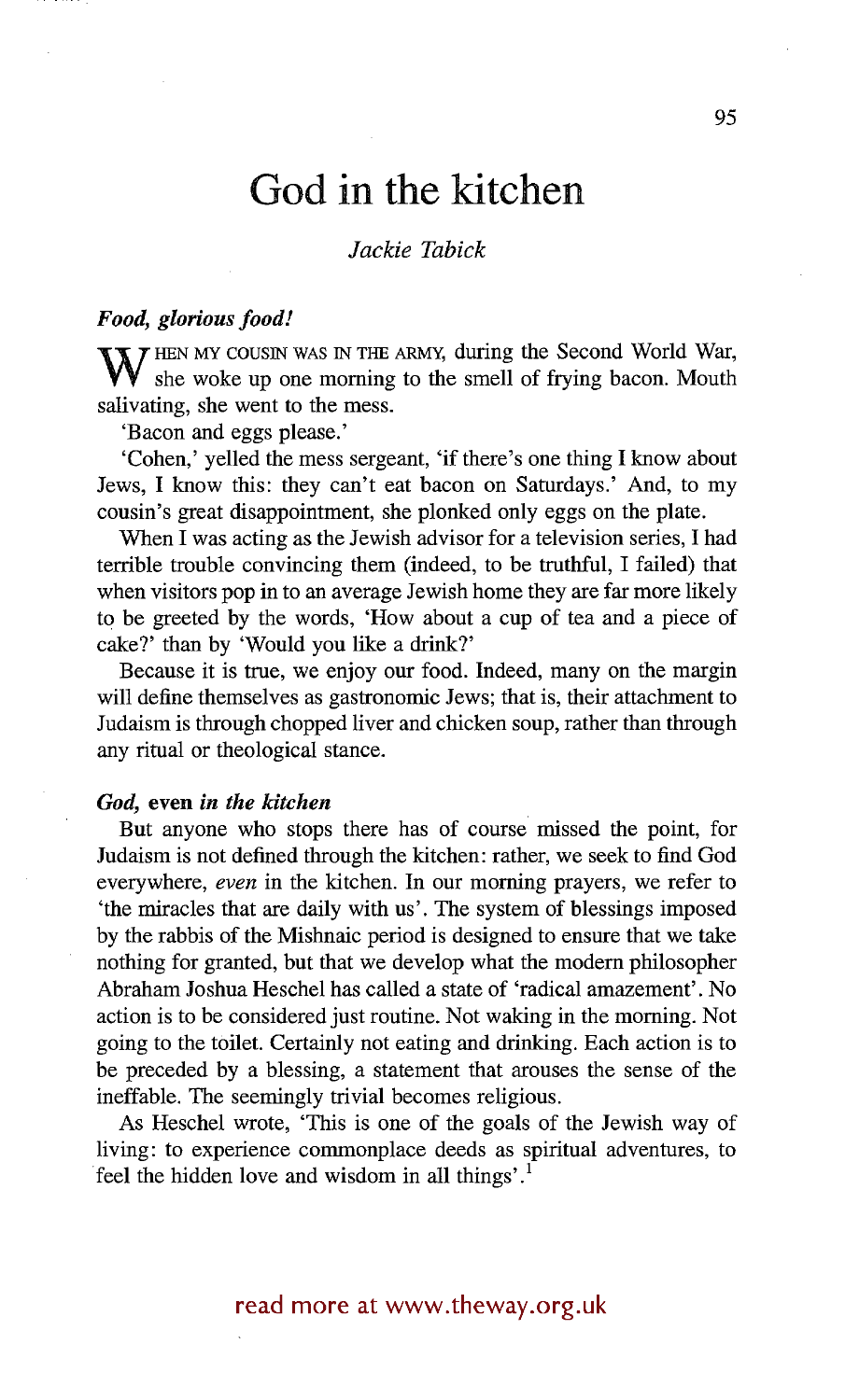# God in the kitchen

*Jackie Tabick*

### *Food, glorious food!*

When my cousin was in the army, during the Second World War, she woke up one morning to the smell of frying bacon. Mouth salivating, she went to the mess.

'Bacon and eggs please.'

'Cohen,' yelled the mess sergeant, 'if there's one thing I know about Jews, I know this: they can't eat bacon on Saturdays.' And, to my cousin's great disappointment, she plonked only eggs on the plate.

When I was acting as the Jewish advisor for a television series, I had terrible trouble convincing them (indeed, to be truthful, I failed) that when visitors pop in to an average Jewish home they are far more likely to be greeted by the words, 'How about a cup of tea and a piece of cake?' than by 'Would you like a drink?'

Because it is true, we enjoy our food. Indeed, many on the margin will define themselves as gastronomic Jews; that is, their attachment to Judaism is through chopped liver and chicken soup, rather than through any ritual or theological stance.

### *God,* even *in the kitchen*

But anyone who stops there has of course missed the point, for Judaism is not defined through the kitchen: rather, we seek to find God everywhere, *even* in the kitchen. In our morning prayers, we refer to 'the miracles that are daily with us'. The system of blessings imposed by the rabbis of the Mishnaic period is designed to ensure that we take nothing for granted, but that we develop what the modern philosopher Abraham Joshua Heschel has called a state of 'radical amazement'. No action is to be considered just routine. Not waking in the morning. Not going to the toilet. Certainly not eating and drinking. Each action is to be preceded by a blessing, a statement that arouses the sense of the ineffable. The seemingly trivial becomes religious.

As Heschel wrote, 'This is one of the goals of the Jewish way of living: to experience commonplace deeds as spiritual adventures, to feel the hidden love and wisdom in all things'.[1]

read more at www.theway.org.uk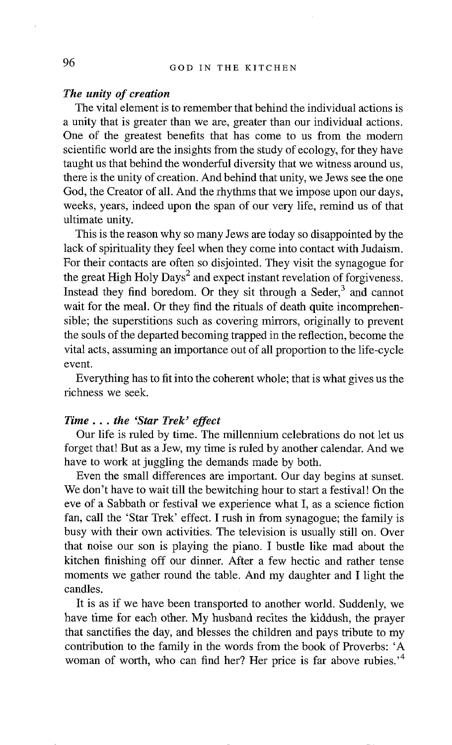### *The unity of creation*

The vital element is to remember that behind the individual actions is a unity that is greater than we are, greater than our individual actions. One of the greatest benefits that has come to us from the modern scientific world are the insights from the study of ecology, for they have taught us that behind the wonderful diversity that we witness around us, there is the unity of creation. And behind that unity, we Jews see the one God, the Creator of all. And the rhythms that we impose upon our days, weeks, years, indeed upon the span of our very life, remind us of that ultimate unity.

This is the reason why so many Jews are today so disappointed by the lack of spirituality they feel when they come into contact with Judaism. For their contacts are often so disjointed. They visit the synagogue for the great High Holy Days[2] and expect instant revelation of forgiveness. Instead they find boredom. Or they sit through a Seder,[3] and cannot wait for the meal. Or they find the rituals of death quite incomprehensible; the superstitions such as covering mirrors, originally to prevent the souls of the departed becoming trapped in the reflection, become the vital acts, assuming an importance out of all proportion to the life-cycle event.

Everything has to fit into the coherent whole; that is what gives us the richness we seek.

### *Time . . . the 'Star Trek' effect*

Our life is ruled by time. The millennium celebrations do not let us forget that! But as a Jew, my time is ruled by another calendar. And we have to work at juggling the demands made by both.

Even the small differences are important. Our day begins at sunset. We don't have to wait till the bewitching hour to start a festival! On the eve of a Sabbath or festival we experience what I, as a science fiction fan, call the 'Star Trek' effect. I rush in from synagogue; the family is busy with their own activities. The television is usually still on. Over that noise our son is playing the piano. I bustle like mad about the kitchen finishing off our dinner. After a few hectic and rather tense moments we gather round the table. And my daughter and I light the candles.

It is as if we have been transported to another world. Suddenly, we have time for each other. My husband recites the kiddush, the prayer that sanctifies the day, and blesses the children and pays tribute to my contribution to the family in the words from the book of Proverbs: 'A woman of worth, who can find her? Her price is far above rubies.'[4]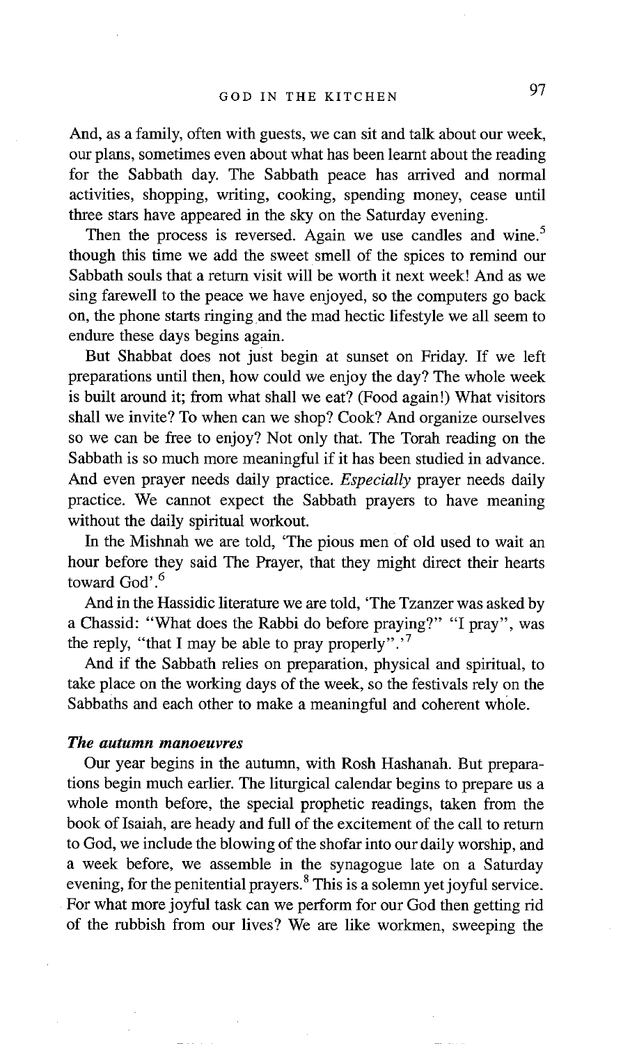And, as a family, often with guests, we can sit and talk about our week, our plans, sometimes even about what has been learnt about the reading for the Sabbath day. The Sabbath peace has arrived and normal activities, shopping, writing, cooking, spending money, cease until three stars have appeared in the sky on the Saturday evening.

Then the process is reversed. Again we use candles and wine.[5] though this time we add the sweet smell of the spices to remind our Sabbath souls that a return visit will be worth it next week! And as we sing farewell to the peace we have enjoyed, so the computers go back on, the phone starts ringing and the mad hectic lifestyle we all seem to endure these days begins again.

But Shabbat does not just begin at sunset on Friday. If we left preparations until then, how could we enjoy the day? The whole week is built around it; from what shall we eat? (Food again!) What visitors shall we invite? To when can we shop? Cook? And organize ourselves so we can be free to enjoy? Not only that. The Torah reading on the Sabbath is so much more meaningful if it has been studied in advance. And even prayer needs daily practice. *Especially* prayer needs daily practice. We cannot expect the Sabbath prayers to have meaning without the daily spiritual workout.

In the Mishnah we are told, 'The pious men of old used to wait an hour before they said The Prayer, that they might direct their hearts toward God'.[6]

And in the Hassidic literature we are told, 'The Tzanzer was asked by a Chassid: "What does the Rabbi do before praying?" "I pray", was the reply, "that I may be able to pray properly".'[7]

And if the Sabbath relies on preparation, physical and spiritual, to take place on the working days of the week, so the festivals rely on the Sabbaths and each other to make a meaningful and coherent whole.

### *The autumn manoeuvres*

Our year begins in the autumn, with Rosh Hashanah. But preparations begin much earlier. The liturgical calendar begins to prepare us a whole month before, the special prophetic readings, taken from the book of Isaiah, are heady and full of the excitement of the call to return to God, we include the blowing of the shofar into our daily worship, and a week before, we assemble in the synagogue late on a Saturday evening, for the penitential prayers.[8] This is a solemn yet joyful service. For what more joyful task can we perform for our God then getting rid of the rubbish from our lives? We are like workmen, sweeping the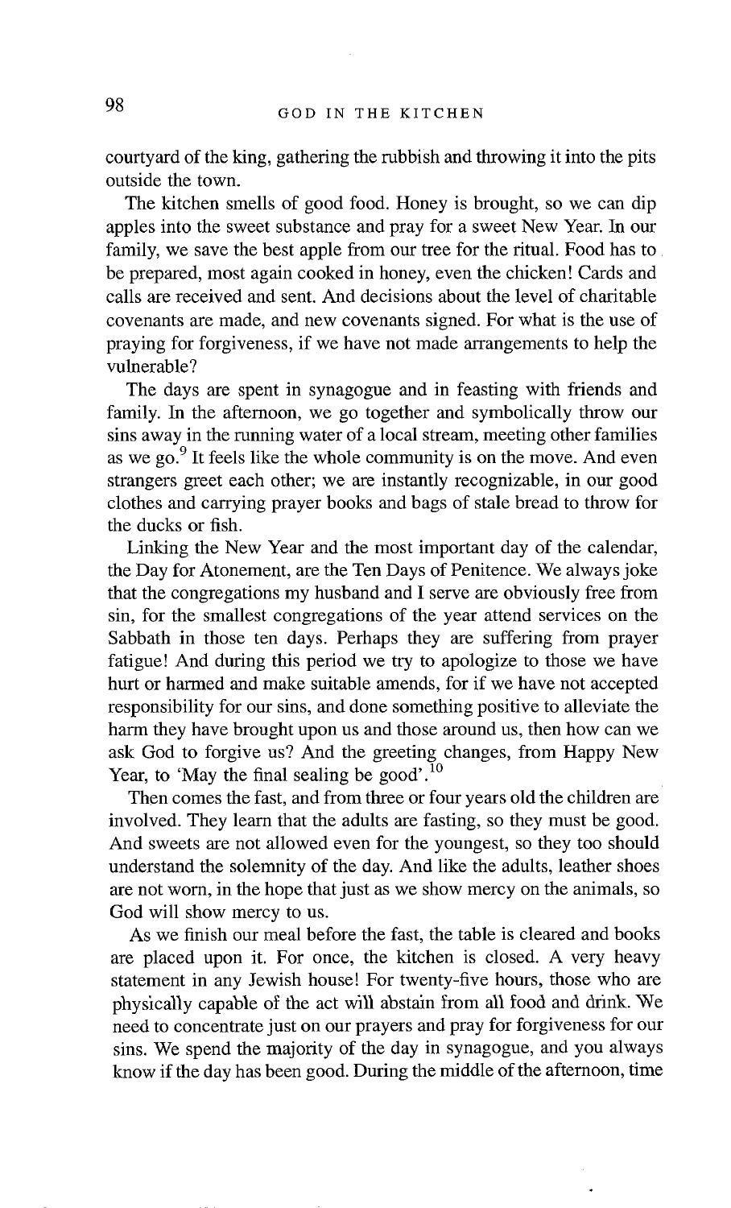courtyard of the king, gathering the rubbish and throwing it into the pits outside the town.

The kitchen smells of good food. Honey is brought, so we can dip apples into the sweet substance and pray for a sweet New Year. In our family, we save the best apple from our tree for the ritual. Food has to be prepared, most again cooked in honey, even the chicken! Cards and calls are received and sent. And decisions about the level of charitable covenants are made, and new covenants signed. For what is the use of praying for forgiveness, if we have not made arrangements to help the vulnerable?

The days are spent in synagogue and in feasting with friends and family. In the afternoon, we go together and symbolically throw our sins away in the running water of a local stream, meeting other families as we go.[9] It feels like the whole community is on the move. And even strangers greet each other; we are instantly recognizable, in our good clothes and carrying prayer books and bags of stale bread to throw for the ducks or fish.

Linking the New Year and the most important day of the calendar, the Day for Atonement, are the Ten Days of Penitence. We always joke that the congregations my husband and I serve are obviously free from sin, for the smallest congregations of the year attend services on the Sabbath in those ten days. Perhaps they are suffering from prayer fatigue! And during this period we try to apologize to those we have hurt or harmed and make suitable amends, for if we have not accepted responsibility for our sins, and done something positive to alleviate the harm they have brought upon us and those around us, then how can we ask God to forgive us? And the greeting changes, from Happy New Year, to 'May the final sealing be good'.[10]

Then comes the fast, and from three or four years old the children are involved. They learn that the adults are fasting, so they must be good. And sweets are not allowed even for the youngest, so they too should understand the solemnity of the day. And like the adults, leather shoes are not worn, in the hope that just as we show mercy on the animals, so God will show mercy to us.

As we finish our meal before the fast, the table is cleared and books are placed upon it. For once, the kitchen is closed. A very heavy statement in any Jewish house! For twenty-five hours, those who are physically capable of the act will abstain from all food and drink. We need to concentrate just on our prayers and pray for forgiveness for our sins. We spend the majority of the day in synagogue, and you always know if the day has been good. During the middle of the afternoon, time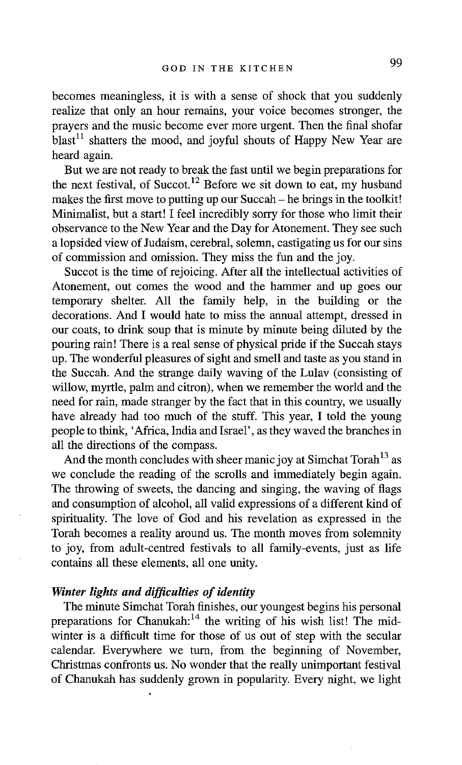becomes meaningless, it is with a sense of shock that you suddenly realize that only an hour remains, your voice becomes stronger, the prayers and the music become ever more urgent. Then the final shofar blast[11] shatters the mood, and joyful shouts of Happy New Year are heard again.

But we are not ready to break the fast until we begin preparations for the next festival, of Succot.[12] Before we sit down to eat, my husband makes the first move to putting up our Succah – he brings in the toolkit! Minimalist, but a start! I feel incredibly sorry for those who limit their observance to the New Year and the Day for Atonement. They see such a lopsided view of Judaism, cerebral, solemn, castigating us for our sins of commission and omission. They miss the fun and the joy.

Succot is the time of rejoicing. After all the intellectual activities of Atonement, out comes the wood and the hammer and up goes our temporary shelter. All the family help, in the building or the decorations. And I would hate to miss the annual attempt, dressed in our coats, to drink soup that is minute by minute being diluted by the pouring rain! There is a real sense of physical pride if the Succah stays up. The wonderful pleasures of sight and smell and taste as you stand in the Succah. And the strange daily waving of the Lulav (consisting of willow, myrtle, palm and citron), when we remember the world and the need for rain, made stranger by the fact that in this country, we usually have already had too much of the stuff. This year, I told the young people to think, 'Africa, India and Israel', as they waved the branches in all the directions of the compass.

And the month concludes with sheer manic joy at Simchat Torah[13] as we conclude the reading of the scrolls and immediately begin again. The throwing of sweets, the dancing and singing, the waving of flags and consumption of alcohol, all valid expressions of a different kind of spirituality. The love of God and his revelation as expressed in the Torah becomes a reality around us. The month moves from solemnity to joy, from adult-centred festivals to all family-events, just as life contains all these elements, all one unity.

### *Winter lights and difficulties of identity*

The minute Simchat Torah finishes, our youngest begins his personal preparations for Chanukah:[14] the writing of his wish list! The mid-winter is a difficult time for those of us out of step with the secular calendar. Everywhere we turn, from the beginning of November, Christmas confronts us. No wonder that the really unimportant festival of Chanukah has suddenly grown in popularity. Every night, we light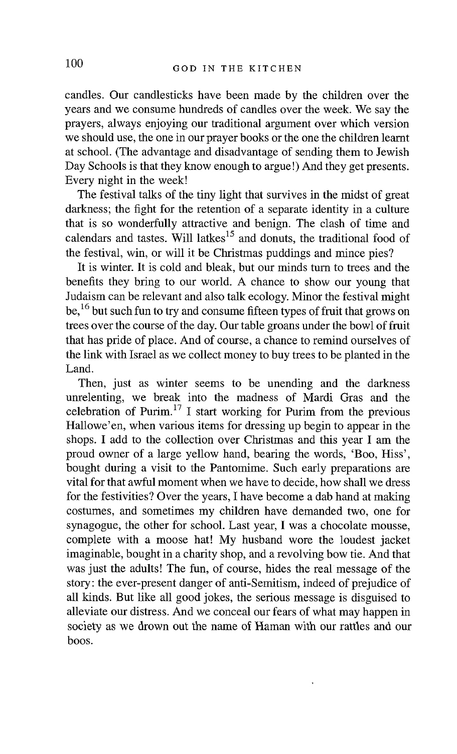candles. Our candlesticks have been made by the children over the years and we consume hundreds of candles over the week. We say the prayers, always enjoying our traditional argument over which version we should use, the one in our prayer books or the one the children learnt at school. (The advantage and disadvantage of sending them to Jewish Day Schools is that they know enough to argue!) And they get presents. Every night in the week!

The festival talks of the tiny light that survives in the midst of great darkness; the fight for the retention of a separate identity in a culture that is so wonderfully attractive and benign. The clash of time and calendars and tastes. Will latkes[15] and donuts, the traditional food of the festival, win, or will it be Christmas puddings and mince pies?

It is winter. It is cold and bleak, but our minds turn to trees and the benefits they bring to our world. A chance to show our young that Judaism can be relevant and also talk ecology. Minor the festival might be,[16] but such fun to try and consume fifteen types of fruit that grows on trees over the course of the day. Our table groans under the bowl of fruit that has pride of place. And of course, a chance to remind ourselves of the link with Israel as we collect money to buy trees to be planted in the Land.

Then, just as winter seems to be unending and the darkness unrelenting, we break into the madness of Mardi Gras and the celebration of Purim.[17] I start working for Purim from the previous Hallowe'en, when various items for dressing up begin to appear in the shops. I add to the collection over Christmas and this year I am the proud owner of a large yellow hand, bearing the words, 'Boo, Hiss', bought during a visit to the Pantomime. Such early preparations are vital for that awful moment when we have to decide, how shall we dress for the festivities? Over the years, I have become a dab hand at making costumes, and sometimes my children have demanded two, one for synagogue, the other for school. Last year, I was a chocolate mousse, complete with a moose hat! My husband wore the loudest jacket imaginable, bought in a charity shop, and a revolving bow tie. And that was just the adults! The fun, of course, hides the real message of the story: the ever-present danger of anti-Semitism, indeed of prejudice of all kinds. But like all good jokes, the serious message is disguised to alleviate our distress. And we conceal our fears of what may happen in society as we drown out the name of Haman with our rattles and our boos.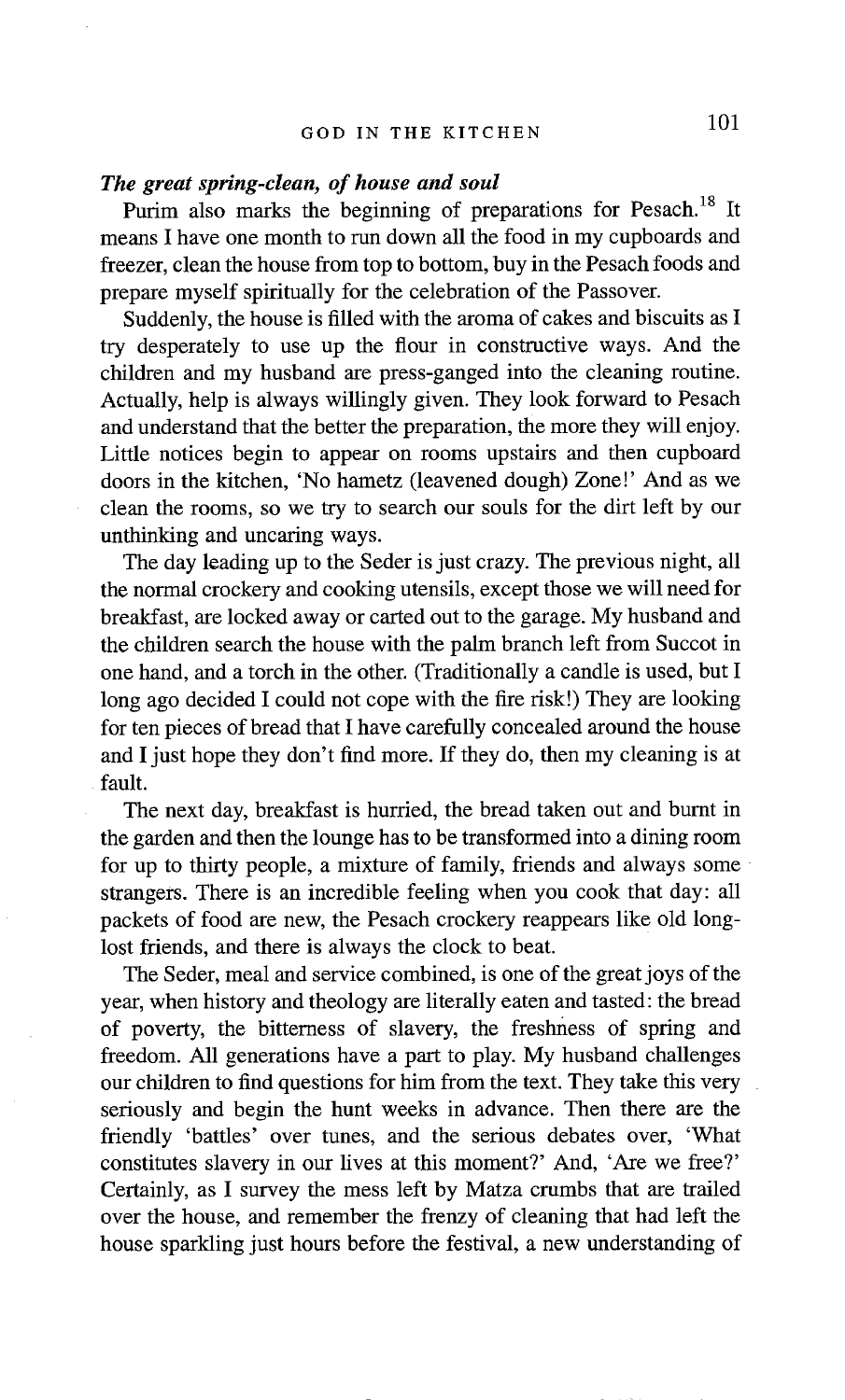### *The great spring-clean, of house and soul*

Purim also marks the beginning of preparations for Pesach.[18] It means I have one month to run down all the food in my cupboards and freezer, clean the house from top to bottom, buy in the Pesach foods and prepare myself spiritually for the celebration of the Passover.

Suddenly, the house is filled with the aroma of cakes and biscuits as I try desperately to use up the flour in constructive ways. And the children and my husband are press-ganged into the cleaning routine. Actually, help is always willingly given. They look forward to Pesach and understand that the better the preparation, the more they will enjoy. Little notices begin to appear on rooms upstairs and then cupboard doors in the kitchen, 'No hametz (leavened dough) Zone!' And as we clean the rooms, so we try to search our souls for the dirt left by our unthinking and uncaring ways.

The day leading up to the Seder is just crazy. The previous night, all the normal crockery and cooking utensils, except those we will need for breakfast, are locked away or carted out to the garage. My husband and the children search the house with the palm branch left from Succot in one hand, and a torch in the other. (Traditionally a candle is used, but I long ago decided I could not cope with the fire risk!) They are looking for ten pieces of bread that I have carefully concealed around the house and I just hope they don't find more. If they do, then my cleaning is at fault.

The next day, breakfast is hurried, the bread taken out and burnt in the garden and then the lounge has to be transformed into a dining room for up to thirty people, a mixture of family, friends and always some strangers. There is an incredible feeling when you cook that day: all packets of food are new, the Pesach crockery reappears like old long-lost friends, and there is always the clock to beat.

The Seder, meal and service combined, is one of the great joys of the year, when history and theology are literally eaten and tasted: the bread of poverty, the bitterness of slavery, the freshness of spring and freedom. All generations have a part to play. My husband challenges our children to find questions for him from the text. They take this very seriously and begin the hunt weeks in advance. Then there are the friendly 'battles' over tunes, and the serious debates over, 'What constitutes slavery in our lives at this moment?' And, 'Are we free?' Certainly, as I survey the mess left by Matza crumbs that are trailed over the house, and remember the frenzy of cleaning that had left the house sparkling just hours before the festival, a new understanding of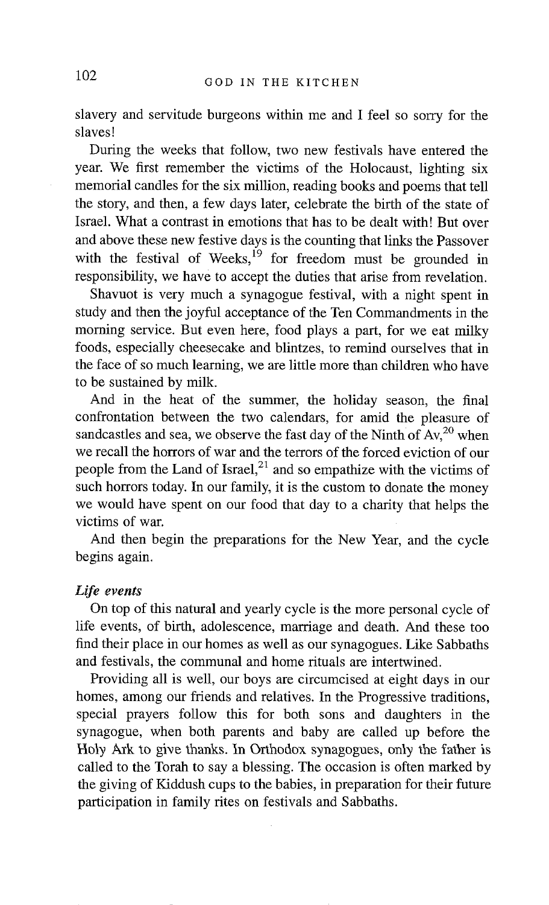slavery and servitude burgeons within me and I feel so sorry for the slaves!

During the weeks that follow, two new festivals have entered the year. We first remember the victims of the Holocaust, lighting six memorial candles for the six million, reading books and poems that tell the story, and then, a few days later, celebrate the birth of the state of Israel. What a contrast in emotions that has to be dealt with! But over and above these new festive days is the counting that links the Passover with the festival of Weeks,[19] for freedom must be grounded in responsibility, we have to accept the duties that arise from revelation.

Shavuot is very much a synagogue festival, with a night spent in study and then the joyful acceptance of the Ten Commandments in the morning service. But even here, food plays a part, for we eat milky foods, especially cheesecake and blintzes, to remind ourselves that in the face of so much learning, we are little more than children who have to be sustained by milk.

And in the heat of the summer, the holiday season, the final confrontation between the two calendars, for amid the pleasure of sandcastles and sea, we observe the fast day of the Ninth of Av,[20] when we recall the horrors of war and the terrors of the forced eviction of our people from the Land of Israel,[21] and so empathize with the victims of such horrors today. In our family, it is the custom to donate the money we would have spent on our food that day to a charity that helps the victims of war.

And then begin the preparations for the New Year, and the cycle begins again.

***Life events***

On top of this natural and yearly cycle is the more personal cycle of life events, of birth, adolescence, marriage and death. And these too find their place in our homes as well as our synagogues. Like Sabbaths and festivals, the communal and home rituals are intertwined.

Providing all is well, our boys are circumcised at eight days in our homes, among our friends and relatives. In the Progressive traditions, special prayers follow this for both sons and daughters in the synagogue, when both parents and baby are called up before the Holy Ark to give thanks. In Orthodox synagogues, only the father is called to the Torah to say a blessing. The occasion is often marked by the giving of Kiddush cups to the babies, in preparation for their future participation in family rites on festivals and Sabbaths.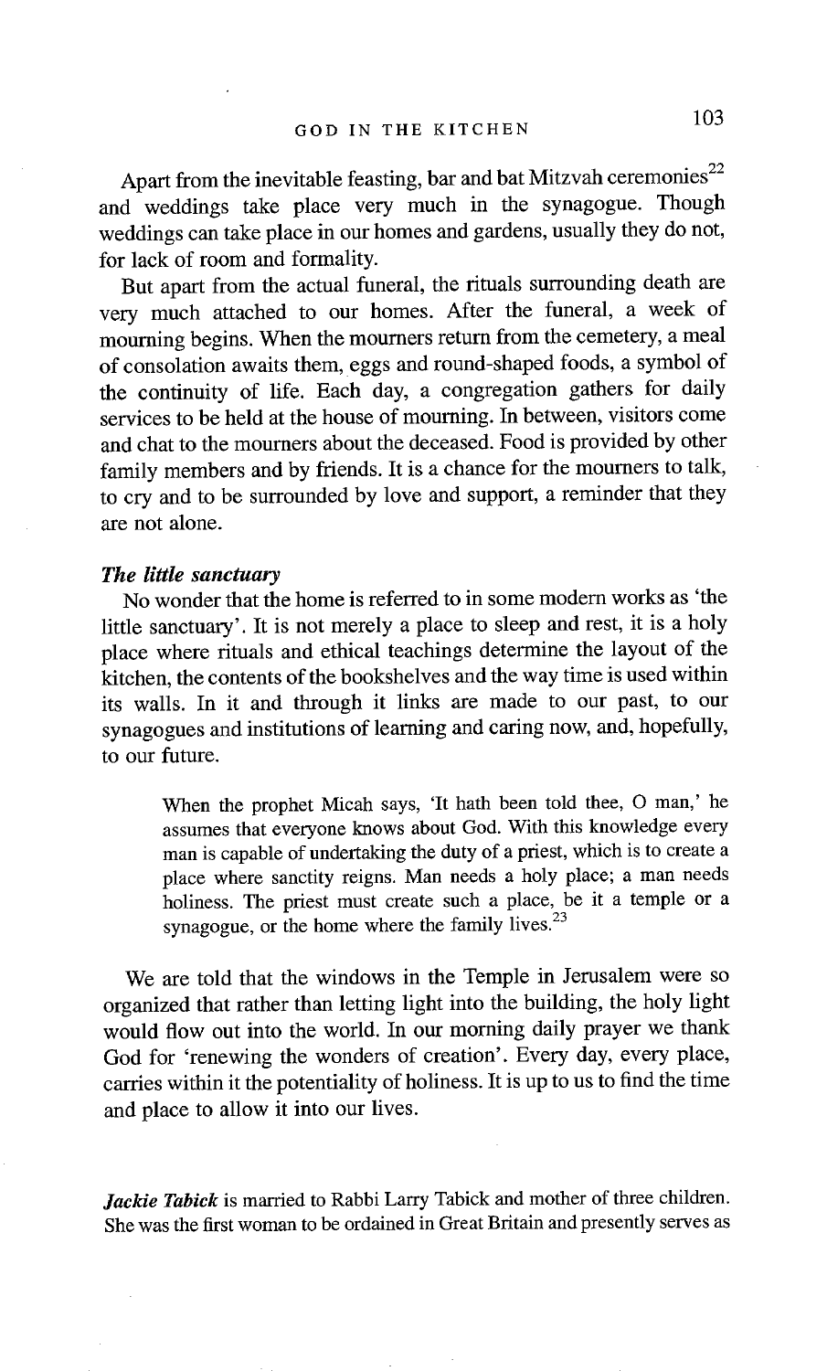Apart from the inevitable feasting, bar and bat Mitzvah ceremonies[22] and weddings take place very much in the synagogue. Though weddings can take place in our homes and gardens, usually they do not, for lack of room and formality.

But apart from the actual funeral, the rituals surrounding death are very much attached to our homes. After the funeral, a week of mourning begins. When the mourners return from the cemetery, a meal of consolation awaits them, eggs and round-shaped foods, a symbol of the continuity of life. Each day, a congregation gathers for daily services to be held at the house of mourning. In between, visitors come and chat to the mourners about the deceased. Food is provided by other family members and by friends. It is a chance for the mourners to talk, to cry and to be surrounded by love and support, a reminder that they are not alone.

### *The little sanctuary*

No wonder that the home is referred to in some modern works as 'the little sanctuary'. It is not merely a place to sleep and rest, it is a holy place where rituals and ethical teachings determine the layout of the kitchen, the contents of the bookshelves and the way time is used within its walls. In it and through it links are made to our past, to our synagogues and institutions of learning and caring now, and, hopefully, to our future.

> When the prophet Micah says, 'It hath been told thee, O man,' he assumes that everyone knows about God. With this knowledge every man is capable of undertaking the duty of a priest, which is to create a place where sanctity reigns. Man needs a holy place; a man needs holiness. The priest must create such a place, be it a temple or a synagogue, or the home where the family lives.[23]

We are told that the windows in the Temple in Jerusalem were so organized that rather than letting light into the building, the holy light would flow out into the world. In our morning daily prayer we thank God for 'renewing the wonders of creation'. Every day, every place, carries within it the potentiality of holiness. It is up to us to find the time and place to allow it into our lives.

***Jackie Tabick*** is married to Rabbi Larry Tabick and mother of three children. She was the first woman to be ordained in Great Britain and presently serves as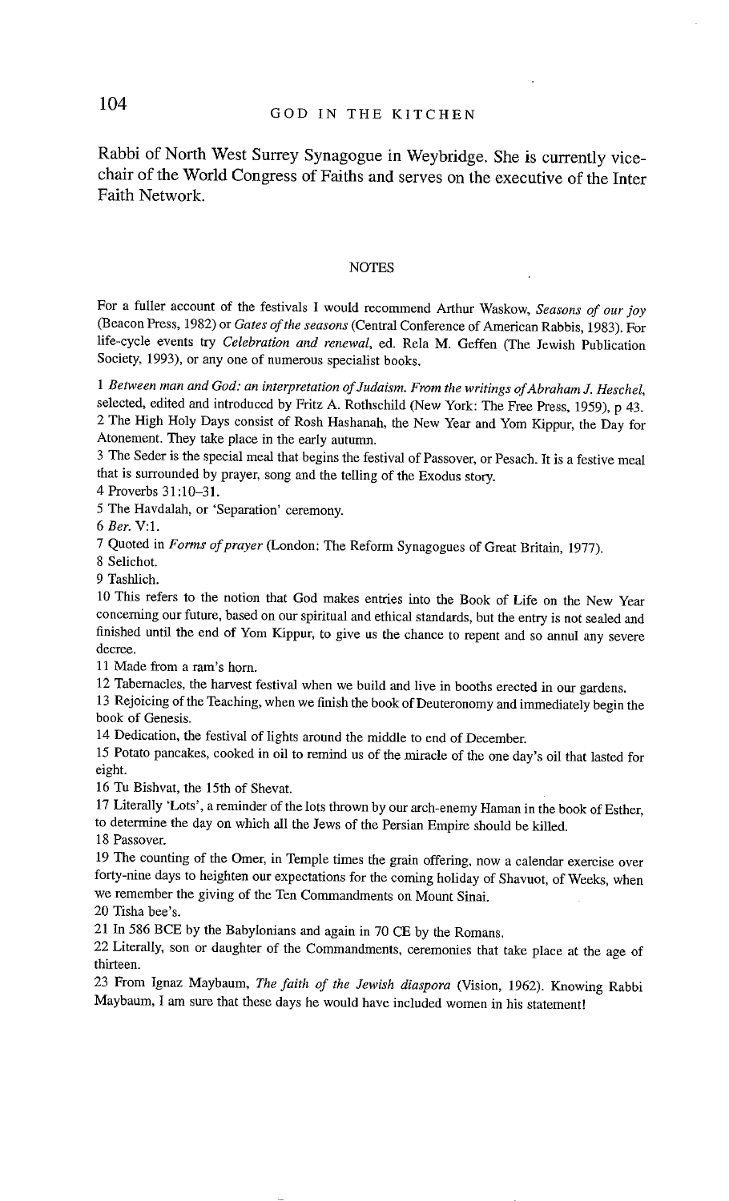Rabbi of North West Surrey Synagogue in Weybridge. She is currently vice-chair of the World Congress of Faiths and serves on the executive of the Inter Faith Network.

## NOTES

For a fuller account of the festivals I would recommend Arthur Waskow, *Seasons of our joy* (Beacon Press, 1982) or *Gates of the seasons* (Central Conference of American Rabbis, 1983). For life-cycle events try *Celebration and renewal*, ed. Rela M. Geffen (The Jewish Publication Society, 1993), or any one of numerous specialist books.

1 *Between man and God: an interpretation of Judaism. From the writings of Abraham J. Heschel*, selected, edited and introduced by Fritz A. Rothschild (New York: The Free Press, 1959), p 43.

2 The High Holy Days consist of Rosh Hashanah, the New Year and Yom Kippur, the Day for Atonement. They take place in the early autumn.

3 The Seder is the special meal that begins the festival of Passover, or Pesach. It is a festive meal that is surrounded by prayer, song and the telling of the Exodus story.

4 Proverbs 31:10–31.

5 The Havdalah, or 'Separation' ceremony.

6 *Ber.* V:1.

7 Quoted in *Forms of prayer* (London: The Reform Synagogues of Great Britain, 1977).

8 Selichot.

9 Tashlich.

10 This refers to the notion that God makes entries into the Book of Life on the New Year concerning our future, based on our spiritual and ethical standards, but the entry is not sealed and finished until the end of Yom Kippur, to give us the chance to repent and so annul any severe decree.

11 Made from a ram's horn.

12 Tabernacles, the harvest festival when we build and live in booths erected in our gardens.

13 Rejoicing of the Teaching, when we finish the book of Deuteronomy and immediately begin the book of Genesis.

14 Dedication, the festival of lights around the middle to end of December.

15 Potato pancakes, cooked in oil to remind us of the miracle of the one day's oil that lasted for eight.

16 Tu Bishvat, the 15th of Shevat.

17 Literally 'Lots', a reminder of the lots thrown by our arch-enemy Haman in the book of Esther, to determine the day on which all the Jews of the Persian Empire should be killed.

18 Passover.

19 The counting of the Omer, in Temple times the grain offering, now a calendar exercise over forty-nine days to heighten our expectations for the coming holiday of Shavuot, of Weeks, when we remember the giving of the Ten Commandments on Mount Sinai.

20 Tisha bee's.

21 In 586 BCE by the Babylonians and again in 70 CE by the Romans.

22 Literally, son or daughter of the Commandments, ceremonies that take place at the age of thirteen.

23 From Ignaz Maybaum, *The faith of the Jewish diaspora* (Vision, 1962). Knowing Rabbi Maybaum, I am sure that these days he would have included women in his statement!